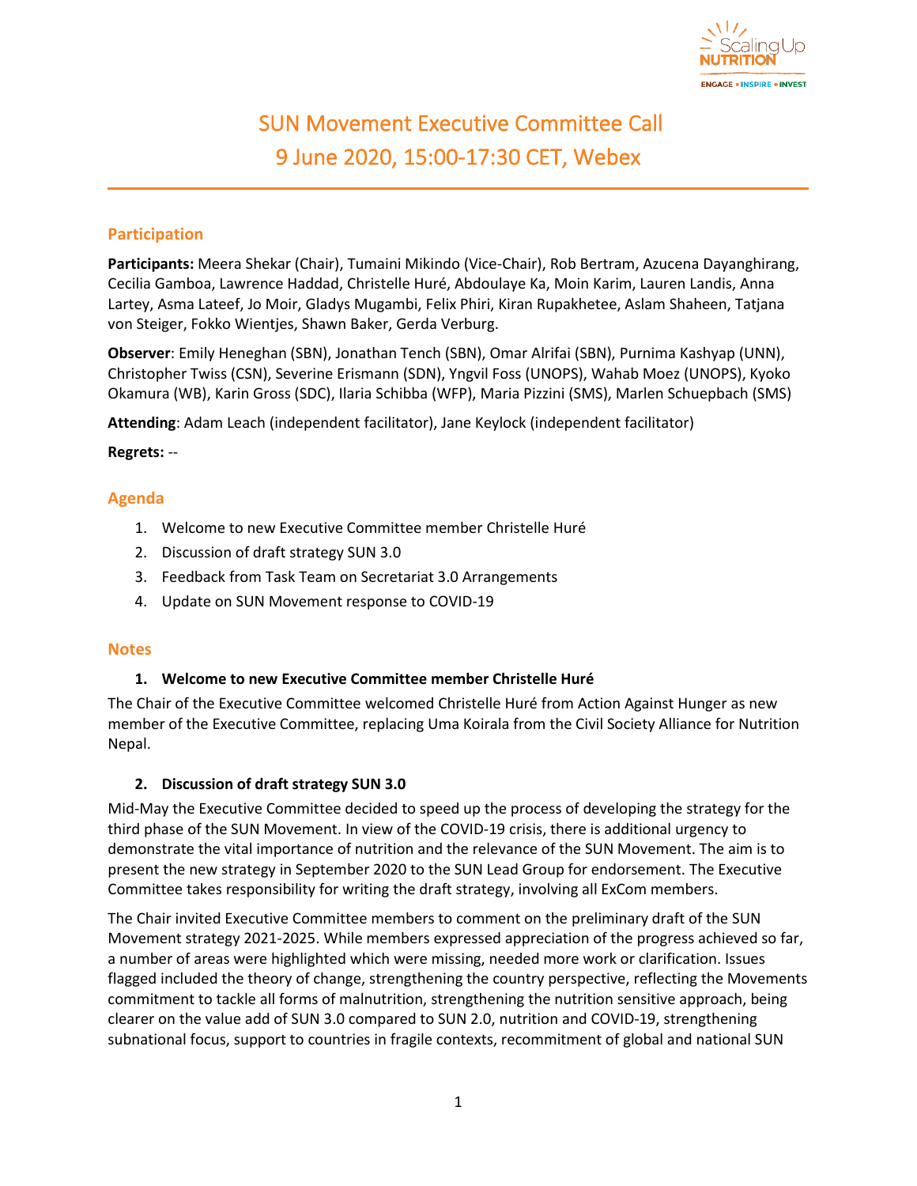# SUN Movement Executive Committee Call
## 9 June 2020, 15:00-17:30 CET, Webex

### Participation

**Participants:** Meera Shekar (Chair), Tumaini Mikindo (Vice-Chair), Rob Bertram, Azucena Dayanghirang, Cecilia Gamboa, Lawrence Haddad, Christelle Huré, Abdoulaye Ka, Moin Karim, Lauren Landis, Anna Lartey, Asma Lateef, Jo Moir, Gladys Mugambi, Felix Phiri, Kiran Rupakhetee, Aslam Shaheen, Tatjana von Steiger, Fokko Wientjes, Shawn Baker, Gerda Verburg.

**Observer**: Emily Heneghan (SBN), Jonathan Tench (SBN), Omar Alrifai (SBN), Purnima Kashyap (UNN), Christopher Twiss (CSN), Severine Erismann (SDN), Yngvil Foss (UNOPS), Wahab Moez (UNOPS), Kyoko Okamura (WB), Karin Gross (SDC), Ilaria Schibba (WFP), Maria Pizzini (SMS), Marlen Schuepbach (SMS)

**Attending**: Adam Leach (independent facilitator), Jane Keylock (independent facilitator)

**Regrets:** --

### Agenda

1. Welcome to new Executive Committee member Christelle Huré
2. Discussion of draft strategy SUN 3.0
3. Feedback from Task Team on Secretariat 3.0 Arrangements
4. Update on SUN Movement response to COVID-19

### Notes

#### 1. Welcome to new Executive Committee member Christelle Huré

The Chair of the Executive Committee welcomed Christelle Huré from Action Against Hunger as new member of the Executive Committee, replacing Uma Koirala from the Civil Society Alliance for Nutrition Nepal.

#### 2. Discussion of draft strategy SUN 3.0

Mid-May the Executive Committee decided to speed up the process of developing the strategy for the third phase of the SUN Movement. In view of the COVID-19 crisis, there is additional urgency to demonstrate the vital importance of nutrition and the relevance of the SUN Movement. The aim is to present the new strategy in September 2020 to the SUN Lead Group for endorsement. The Executive Committee takes responsibility for writing the draft strategy, involving all ExCom members.

The Chair invited Executive Committee members to comment on the preliminary draft of the SUN Movement strategy 2021-2025. While members expressed appreciation of the progress achieved so far, a number of areas were highlighted which were missing, needed more work or clarification. Issues flagged included the theory of change, strengthening the country perspective, reflecting the Movements commitment to tackle all forms of malnutrition, strengthening the nutrition sensitive approach, being clearer on the value add of SUN 3.0 compared to SUN 2.0, nutrition and COVID-19, strengthening subnational focus, support to countries in fragile contexts, recommitment of global and national SUN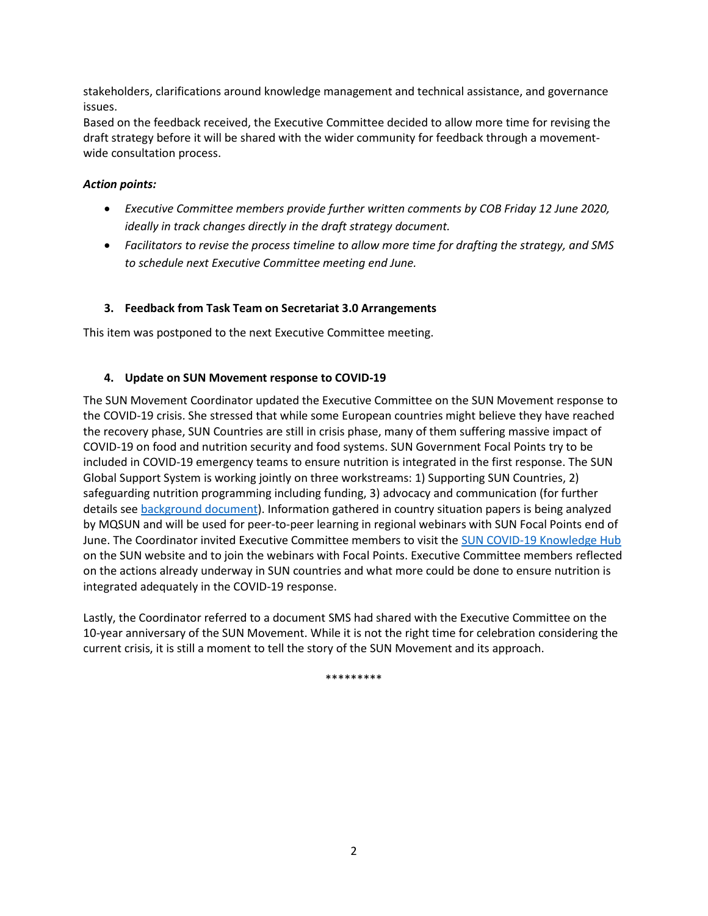stakeholders, clarifications around knowledge management and technical assistance, and governance issues.
Based on the feedback received, the Executive Committee decided to allow more time for revising the draft strategy before it will be shared with the wider community for feedback through a movement-wide consultation process.

***Action points:***

- *Executive Committee members provide further written comments by COB Friday 12 June 2020, ideally in track changes directly in the draft strategy document.*
- *Facilitators to revise the process timeline to allow more time for drafting the strategy, and SMS to schedule next Executive Committee meeting end June.*

### 3. Feedback from Task Team on Secretariat 3.0 Arrangements

This item was postponed to the next Executive Committee meeting.

### 4. Update on SUN Movement response to COVID-19

The SUN Movement Coordinator updated the Executive Committee on the SUN Movement response to the COVID-19 crisis. She stressed that while some European countries might believe they have reached the recovery phase, SUN Countries are still in crisis phase, many of them suffering massive impact of COVID-19 on food and nutrition security and food systems. SUN Government Focal Points try to be included in COVID-19 emergency teams to ensure nutrition is integrated in the first response. The SUN Global Support System is working jointly on three workstreams: 1) Supporting SUN Countries, 2) safeguarding nutrition programming including funding, 3) advocacy and communication (for further details see background document). Information gathered in country situation papers is being analyzed by MQSUN and will be used for peer-to-peer learning in regional webinars with SUN Focal Points end of June. The Coordinator invited Executive Committee members to visit the SUN COVID-19 Knowledge Hub on the SUN website and to join the webinars with Focal Points. Executive Committee members reflected on the actions already underway in SUN countries and what more could be done to ensure nutrition is integrated adequately in the COVID-19 response.

Lastly, the Coordinator referred to a document SMS had shared with the Executive Committee on the 10-year anniversary of the SUN Movement. While it is not the right time for celebration considering the current crisis, it is still a moment to tell the story of the SUN Movement and its approach.

*********